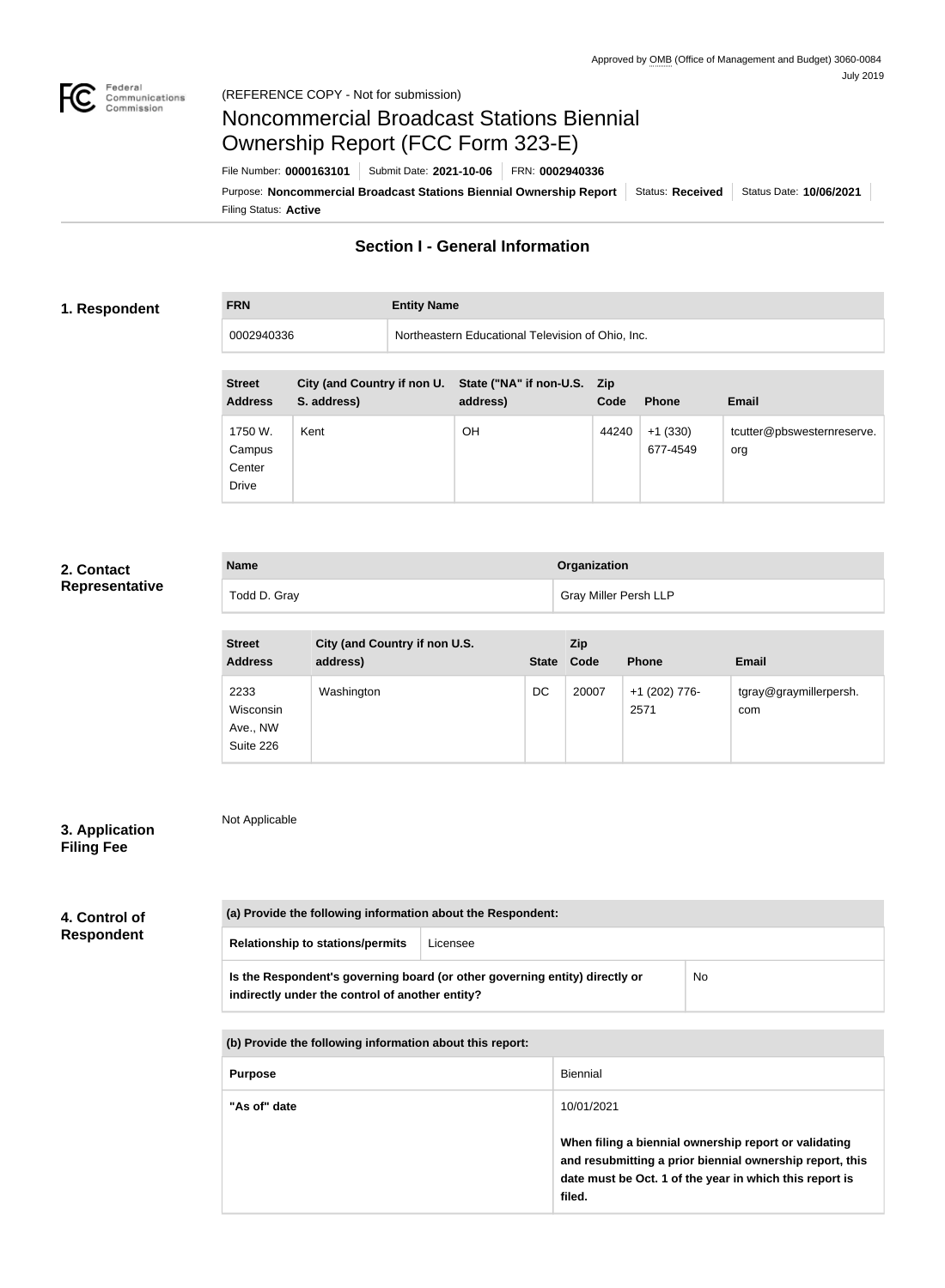Approved by OMB (Office of Management and Budget) 3060-0084
July 2019

(REFERENCE COPY - Not for submission)

# Noncommercial Broadcast Stations Biennial Ownership Report (FCC Form 323-E)

File Number: **0000163101** | Submit Date: **2021-10-06** | FRN: **0002940336**

Purpose: **Noncommercial Broadcast Stations Biennial Ownership Report** | Status: **Received** | Status Date: **10/06/2021**

Filing Status: **Active**

## Section I - General Information

### 1. Respondent

| FRN | Entity Name |
|---|---|
| 0002940336 | Northeastern Educational Television of Ohio, Inc. |

| Street Address | City (and Country if non U. S. address) | State ("NA" if non-U.S. address) | Zip Code | Phone | Email |
|---|---|---|---|---|---|
| 1750 W. Campus Center Drive | Kent | OH | 44240 | +1 (330) 677-4549 | tcutter@pbswesternreserve.org |

### 2. Contact Representative

| Name | Organization |
|---|---|
| Todd D. Gray | Gray Miller Persh LLP |

| Street Address | City (and Country if non U.S. address) | State | Zip Code | Phone | Email |
|---|---|---|---|---|---|
| 2233 Wisconsin Ave., NW Suite 226 | Washington | DC | 20007 | +1 (202) 776-2571 | tgray@graymillerpersh.com |

### 3. Application Filing Fee

Not Applicable

### 4. Control of Respondent

| (a) Provide the following information about the Respondent: | |
|---|---|
| Relationship to stations/permits | Licensee |
| Is the Respondent's governing board (or other governing entity) directly or indirectly under the control of another entity? | No |

| (b) Provide the following information about this report: | |
|---|---|
| Purpose | Biennial |
| "As of" date | 10/01/2021<br>**When filing a biennial ownership report or validating and resubmitting a prior biennial ownership report, this date must be Oct. 1 of the year in which this report is filed.** |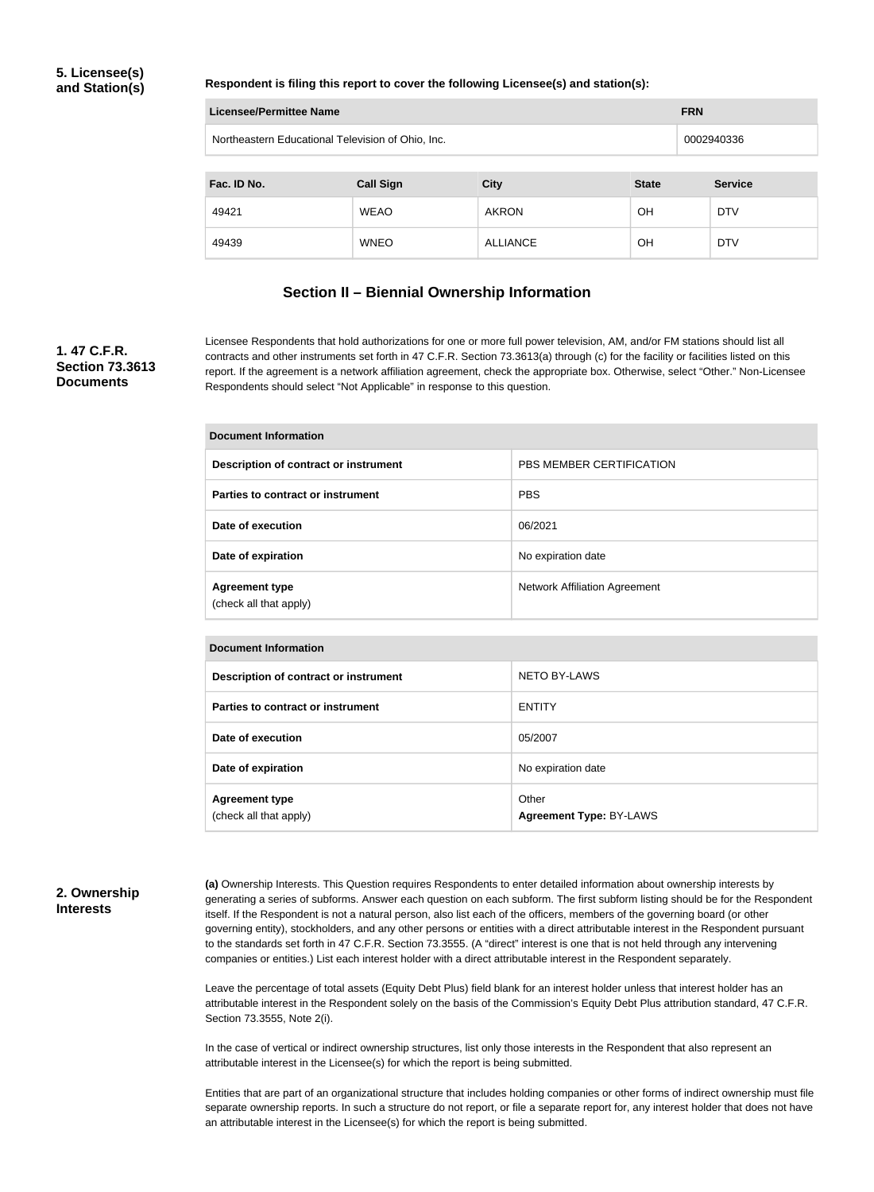**5. Licensee(s) and Station(s)**

**Respondent is filing this report to cover the following Licensee(s) and station(s):**

| Licensee/Permittee Name | FRN |
|---|---|
| Northeastern Educational Television of Ohio, Inc. | 0002940336 |

| Fac. ID No. | Call Sign | City | State | Service |
|---|---|---|---|---|
| 49421 | WEAO | AKRON | OH | DTV |
| 49439 | WNEO | ALLIANCE | OH | DTV |

## Section II – Biennial Ownership Information

**1. 47 C.F.R. Section 73.3613 Documents**

Licensee Respondents that hold authorizations for one or more full power television, AM, and/or FM stations should list all contracts and other instruments set forth in 47 C.F.R. Section 73.3613(a) through (c) for the facility or facilities listed on this report. If the agreement is a network affiliation agreement, check the appropriate box. Otherwise, select "Other." Non-Licensee Respondents should select "Not Applicable" in response to this question.

| Document Information | |
|---|---|
| Description of contract or instrument | PBS MEMBER CERTIFICATION |
| Parties to contract or instrument | PBS |
| Date of execution | 06/2021 |
| Date of expiration | No expiration date |
| Agreement type (check all that apply) | Network Affiliation Agreement |

| Document Information | |
|---|---|
| Description of contract or instrument | NETO BY-LAWS |
| Parties to contract or instrument | ENTITY |
| Date of execution | 05/2007 |
| Date of expiration | No expiration date |
| Agreement type (check all that apply) | Other **Agreement Type:** BY-LAWS |

**2. Ownership Interests**

**(a)** Ownership Interests. This Question requires Respondents to enter detailed information about ownership interests by generating a series of subforms. Answer each question on each subform. The first subform listing should be for the Respondent itself. If the Respondent is not a natural person, also list each of the officers, members of the governing board (or other governing entity), stockholders, and any other persons or entities with a direct attributable interest in the Respondent pursuant to the standards set forth in 47 C.F.R. Section 73.3555. (A "direct" interest is one that is not held through any intervening companies or entities.) List each interest holder with a direct attributable interest in the Respondent separately.

Leave the percentage of total assets (Equity Debt Plus) field blank for an interest holder unless that interest holder has an attributable interest in the Respondent solely on the basis of the Commission's Equity Debt Plus attribution standard, 47 C.F.R. Section 73.3555, Note 2(i).

In the case of vertical or indirect ownership structures, list only those interests in the Respondent that also represent an attributable interest in the Licensee(s) for which the report is being submitted.

Entities that are part of an organizational structure that includes holding companies or other forms of indirect ownership must file separate ownership reports. In such a structure do not report, or file a separate report for, any interest holder that does not have an attributable interest in the Licensee(s) for which the report is being submitted.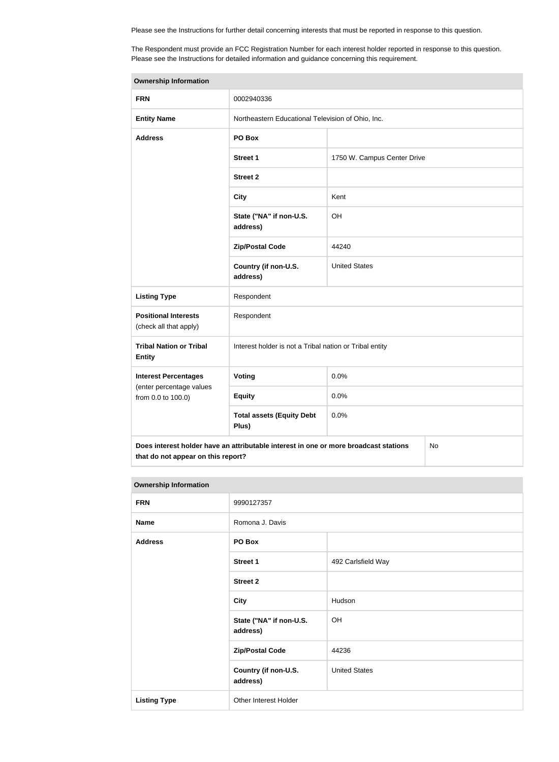Please see the Instructions for further detail concerning interests that must be reported in response to this question.

The Respondent must provide an FCC Registration Number for each interest holder reported in response to this question. Please see the Instructions for detailed information and guidance concerning this requirement.

| Ownership Information | | |
|---|---|---|
| **FRN** | 0002940336 | |
| **Entity Name** | Northeastern Educational Television of Ohio, Inc. | |
| **Address** | **PO Box** | |
| | **Street 1** | 1750 W. Campus Center Drive |
| | **Street 2** | |
| | **City** | Kent |
| | **State ("NA" if non-U.S. address)** | OH |
| | **Zip/Postal Code** | 44240 |
| | **Country (if non-U.S. address)** | United States |
| **Listing Type** | Respondent | |
| **Positional Interests** (check all that apply) | Respondent | |
| **Tribal Nation or Tribal Entity** | Interest holder is not a Tribal nation or Tribal entity | |
| **Interest Percentages** (enter percentage values from 0.0 to 100.0) | **Voting** | 0.0% |
| | **Equity** | 0.0% |
| | **Total assets (Equity Debt Plus)** | 0.0% |
| **Does interest holder have an attributable interest in one or more broadcast stations that do not appear on this report?** | | No |

| Ownership Information | | |
|---|---|---|
| **FRN** | 9990127357 | |
| **Name** | Romona J. Davis | |
| **Address** | **PO Box** | |
| | **Street 1** | 492 Carlsfield Way |
| | **Street 2** | |
| | **City** | Hudson |
| | **State ("NA" if non-U.S. address)** | OH |
| | **Zip/Postal Code** | 44236 |
| | **Country (if non-U.S. address)** | United States |
| **Listing Type** | Other Interest Holder | |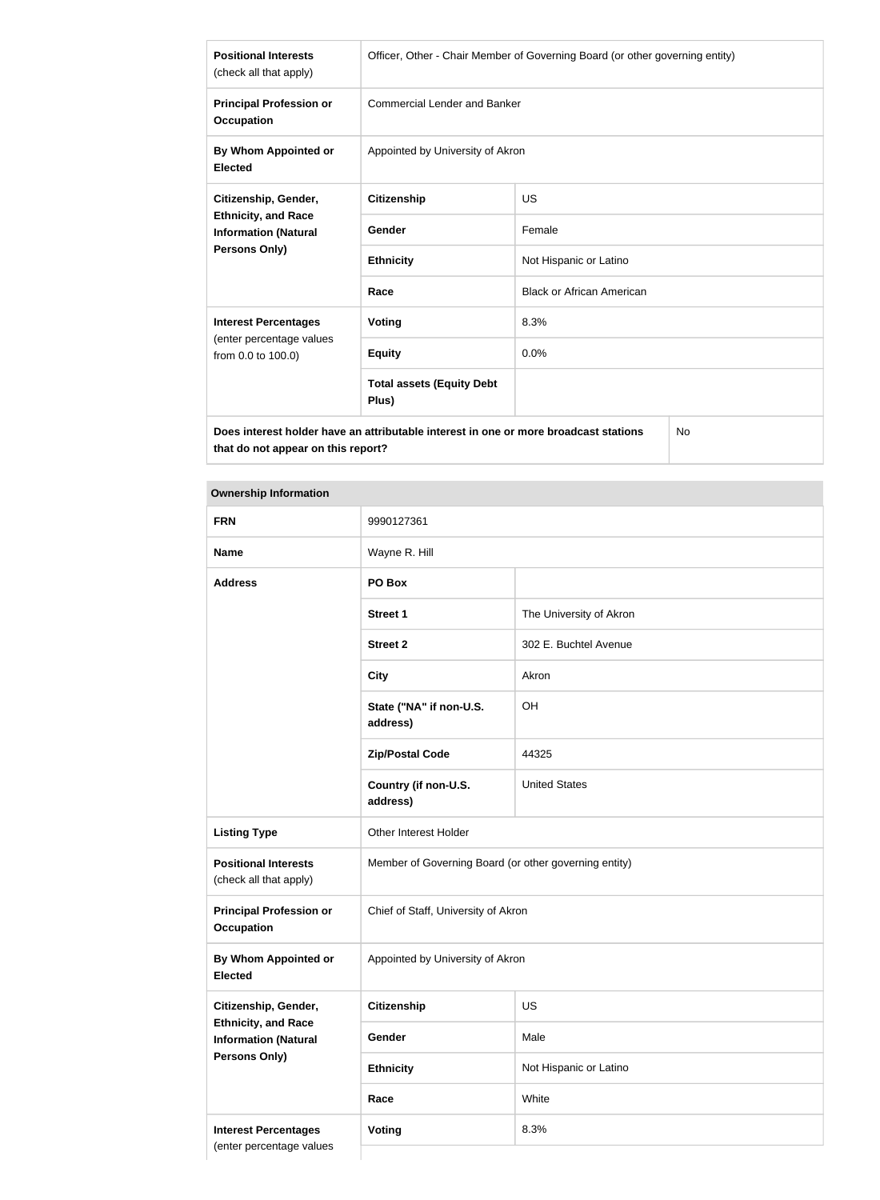| | | |
|---|---|---|
| **Positional Interests** (check all that apply) | Officer, Other - Chair Member of Governing Board (or other governing entity) | |
| **Principal Profession or Occupation** | Commercial Lender and Banker | |
| **By Whom Appointed or Elected** | Appointed by University of Akron | |
| **Citizenship, Gender, Ethnicity, and Race Information (Natural Persons Only)** | **Citizenship** | US |
| | **Gender** | Female |
| | **Ethnicity** | Not Hispanic or Latino |
| | **Race** | Black or African American |
| **Interest Percentages** (enter percentage values from 0.0 to 100.0) | **Voting** | 8.3% |
| | **Equity** | 0.0% |
| | **Total assets (Equity Debt Plus)** | |
| **Does interest holder have an attributable interest in one or more broadcast stations that do not appear on this report?** | | No |

| **Ownership Information** | | |
|---|---|---|
| **FRN** | 9990127361 | |
| **Name** | Wayne R. Hill | |
| **Address** | **PO Box** | |
| | **Street 1** | The University of Akron |
| | **Street 2** | 302 E. Buchtel Avenue |
| | **City** | Akron |
| | **State ("NA" if non-U.S. address)** | OH |
| | **Zip/Postal Code** | 44325 |
| | **Country (if non-U.S. address)** | United States |
| **Listing Type** | Other Interest Holder | |
| **Positional Interests** (check all that apply) | Member of Governing Board (or other governing entity) | |
| **Principal Profession or Occupation** | Chief of Staff, University of Akron | |
| **By Whom Appointed or Elected** | Appointed by University of Akron | |
| **Citizenship, Gender, Ethnicity, and Race Information (Natural Persons Only)** | **Citizenship** | US |
| | **Gender** | Male |
| | **Ethnicity** | Not Hispanic or Latino |
| | **Race** | White |
| **Interest Percentages** (enter percentage values | **Voting** | 8.3% |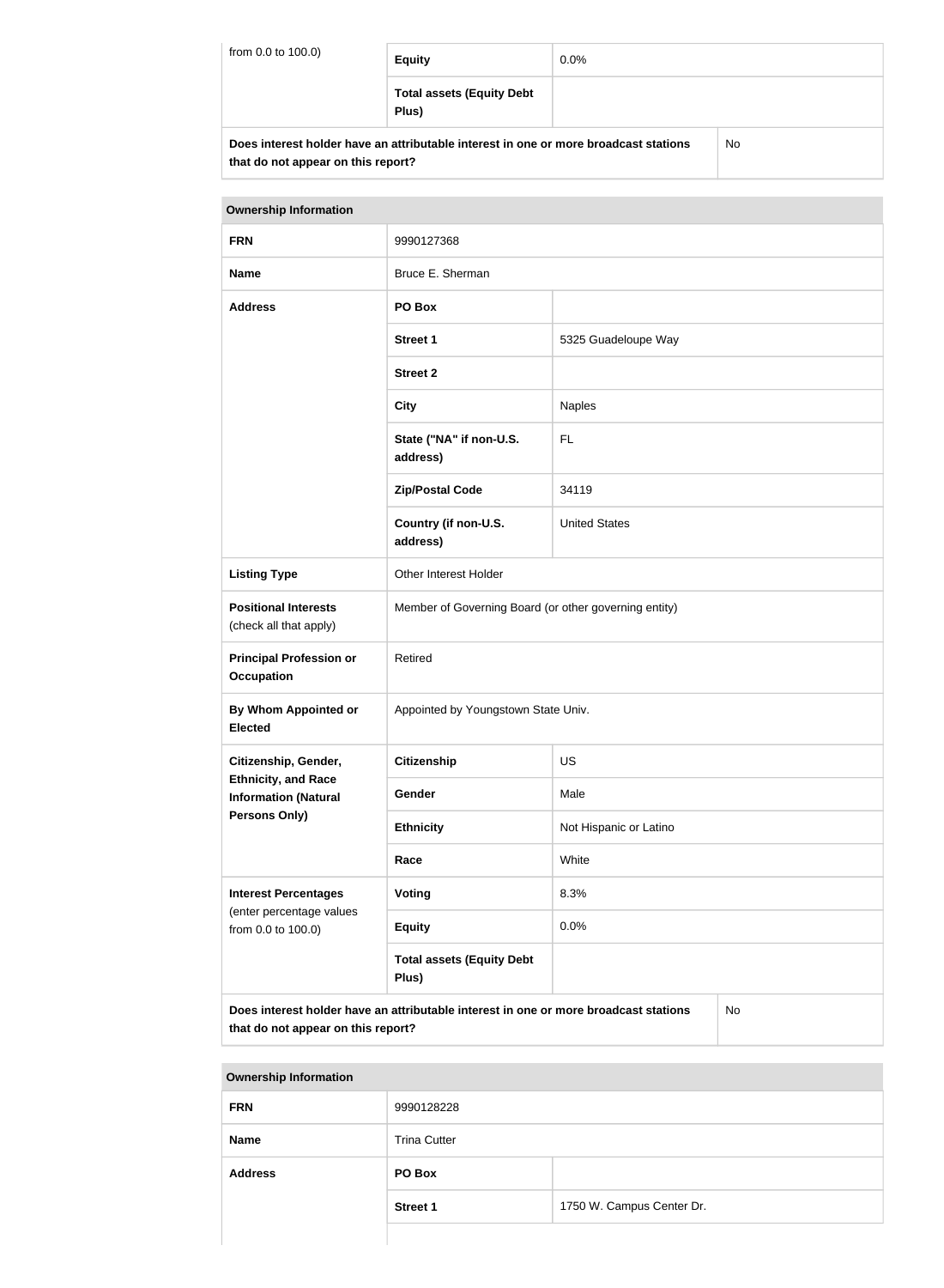| from 0.0 to 100.0) | Equity | 0.0% |
|---|---|---|
| | Total assets (Equity Debt Plus) | |
| Does interest holder have an attributable interest in one or more broadcast stations that do not appear on this report? | | No |

| Ownership Information | | |
|---|---|---|
| FRN | 9990127368 | |
| Name | Bruce E. Sherman | |
| Address | PO Box | |
| | Street 1 | 5325 Guadeloupe Way |
| | Street 2 | |
| | City | Naples |
| | State ("NA" if non-U.S. address) | FL |
| | Zip/Postal Code | 34119 |
| | Country (if non-U.S. address) | United States |
| Listing Type | Other Interest Holder | |
| Positional Interests (check all that apply) | Member of Governing Board (or other governing entity) | |
| Principal Profession or Occupation | Retired | |
| By Whom Appointed or Elected | Appointed by Youngstown State Univ. | |
| Citizenship, Gender, Ethnicity, and Race Information (Natural Persons Only) | Citizenship | US |
| | Gender | Male |
| | Ethnicity | Not Hispanic or Latino |
| | Race | White |
| Interest Percentages (enter percentage values from 0.0 to 100.0) | Voting | 8.3% |
| | Equity | 0.0% |
| | Total assets (Equity Debt Plus) | |
| Does interest holder have an attributable interest in one or more broadcast stations that do not appear on this report? | | No |

| Ownership Information | | |
|---|---|---|
| FRN | 9990128228 | |
| Name | Trina Cutter | |
| Address | PO Box | |
| | Street 1 | 1750 W. Campus Center Dr. |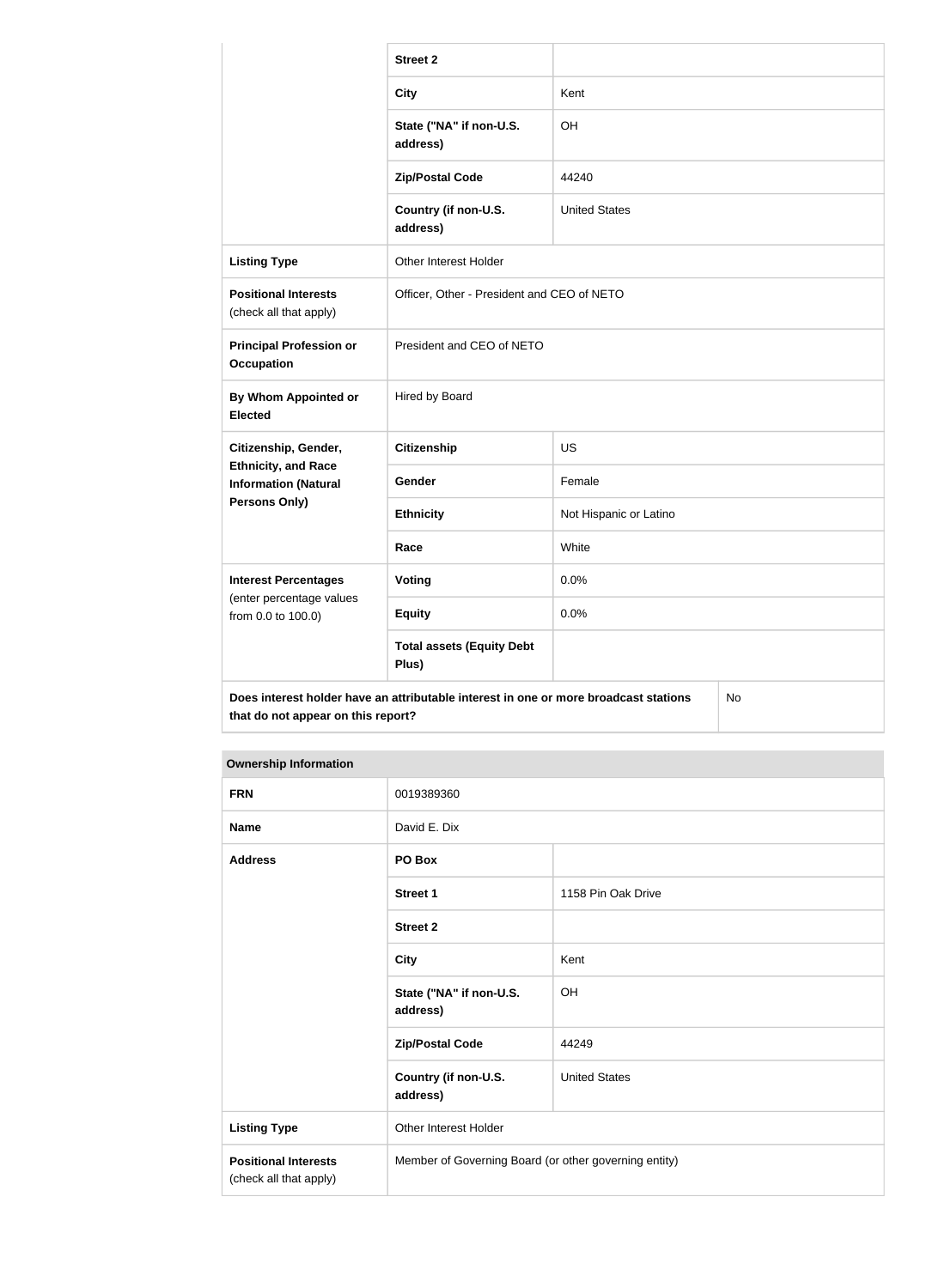| | | |
|---|---|---|
| | **Street 2** | |
| | **City** | Kent |
| | **State ("NA" if non-U.S. address)** | OH |
| | **Zip/Postal Code** | 44240 |
| | **Country (if non-U.S. address)** | United States |
| **Listing Type** | Other Interest Holder | |
| **Positional Interests** (check all that apply) | Officer, Other - President and CEO of NETO | |
| **Principal Profession or Occupation** | President and CEO of NETO | |
| **By Whom Appointed or Elected** | Hired by Board | |
| **Citizenship, Gender, Ethnicity, and Race Information (Natural Persons Only)** | **Citizenship** | US |
| | **Gender** | Female |
| | **Ethnicity** | Not Hispanic or Latino |
| | **Race** | White |
| **Interest Percentages** (enter percentage values from 0.0 to 100.0) | **Voting** | 0.0% |
| | **Equity** | 0.0% |
| | **Total assets (Equity Debt Plus)** | |
| **Does interest holder have an attributable interest in one or more broadcast stations that do not appear on this report?** | | No |

| **Ownership Information** | | |
|---|---|---|
| **FRN** | 0019389360 | |
| **Name** | David E. Dix | |
| **Address** | **PO Box** | |
| | **Street 1** | 1158 Pin Oak Drive |
| | **Street 2** | |
| | **City** | Kent |
| | **State ("NA" if non-U.S. address)** | OH |
| | **Zip/Postal Code** | 44249 |
| | **Country (if non-U.S. address)** | United States |
| **Listing Type** | Other Interest Holder | |
| **Positional Interests** (check all that apply) | Member of Governing Board (or other governing entity) | |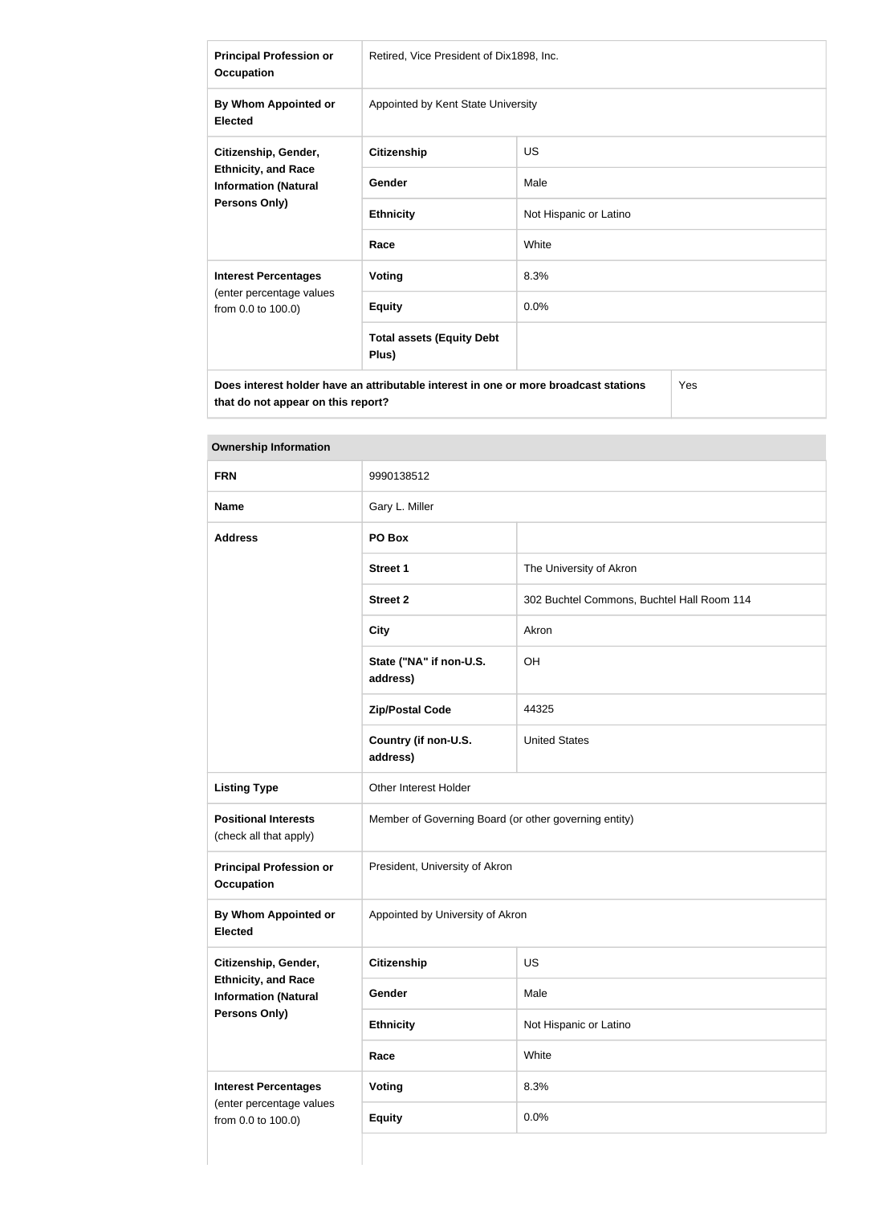| | | |
|---|---|---|
| **Principal Profession or Occupation** | Retired, Vice President of Dix1898, Inc. | |
| **By Whom Appointed or Elected** | Appointed by Kent State University | |
| **Citizenship, Gender, Ethnicity, and Race Information (Natural Persons Only)** | **Citizenship** | US |
| | **Gender** | Male |
| | **Ethnicity** | Not Hispanic or Latino |
| | **Race** | White |
| **Interest Percentages** (enter percentage values from 0.0 to 100.0) | **Voting** | 8.3% |
| | **Equity** | 0.0% |
| | **Total assets (Equity Debt Plus)** | |
| **Does interest holder have an attributable interest in one or more broadcast stations that do not appear on this report?** | | Yes |

| **Ownership Information** | | |
|---|---|---|
| **FRN** | 9990138512 | |
| **Name** | Gary L. Miller | |
| **Address** | **PO Box** | |
| | **Street 1** | The University of Akron |
| | **Street 2** | 302 Buchtel Commons, Buchtel Hall Room 114 |
| | **City** | Akron |
| | **State ("NA" if non-U.S. address)** | OH |
| | **Zip/Postal Code** | 44325 |
| | **Country (if non-U.S. address)** | United States |
| **Listing Type** | Other Interest Holder | |
| **Positional Interests** (check all that apply) | Member of Governing Board (or other governing entity) | |
| **Principal Profession or Occupation** | President, University of Akron | |
| **By Whom Appointed or Elected** | Appointed by University of Akron | |
| **Citizenship, Gender, Ethnicity, and Race Information (Natural Persons Only)** | **Citizenship** | US |
| | **Gender** | Male |
| | **Ethnicity** | Not Hispanic or Latino |
| | **Race** | White |
| **Interest Percentages** (enter percentage values from 0.0 to 100.0) | **Voting** | 8.3% |
| | **Equity** | 0.0% |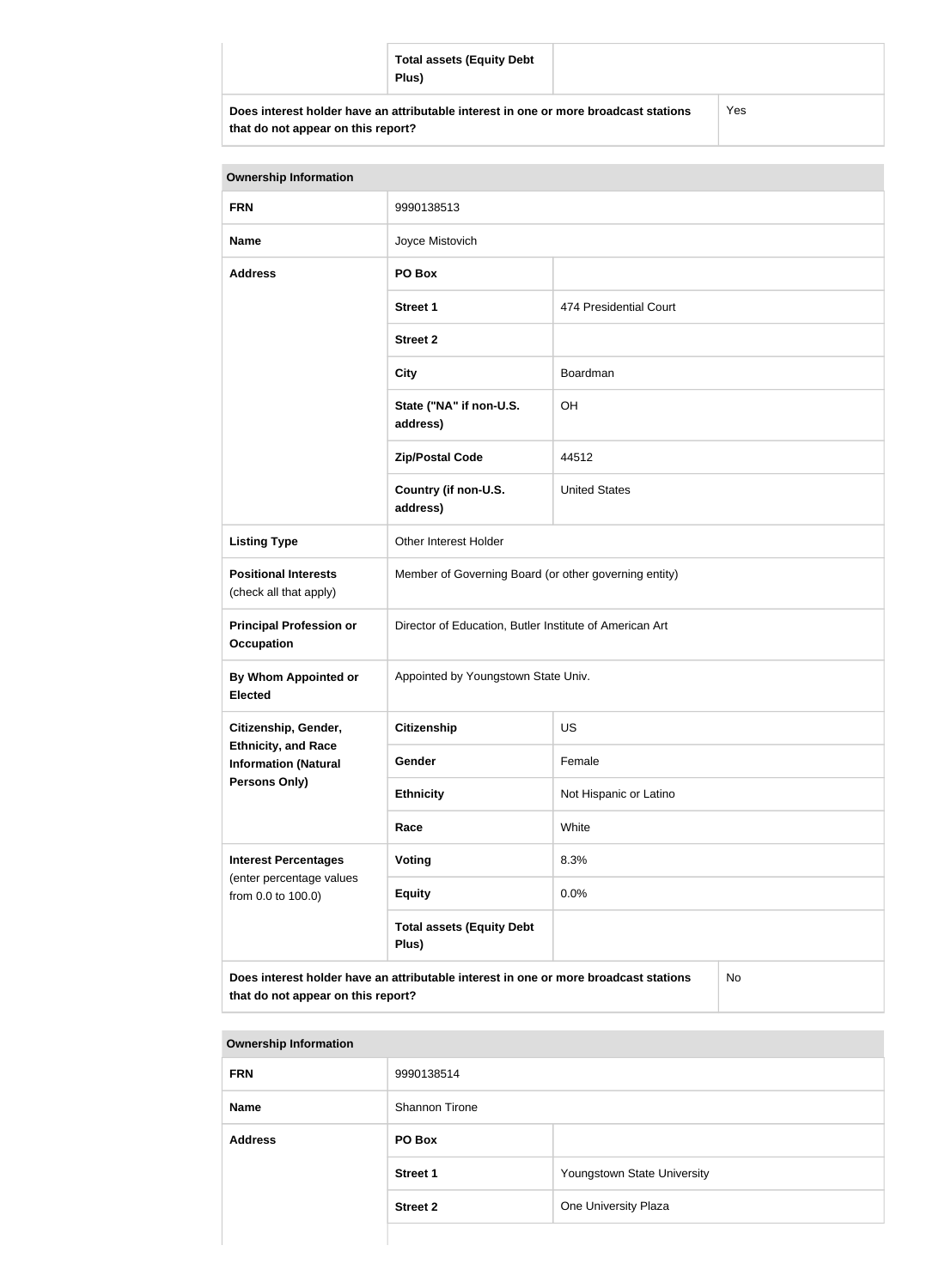| | Total assets (Equity Debt Plus) | |
|---|---|---|
| Does interest holder have an attributable interest in one or more broadcast stations that do not appear on this report? | | Yes |

| Ownership Information | | |
|---|---|---|
| FRN | 9990138513 | |
| Name | Joyce Mistovich | |
| Address | PO Box | |
| | Street 1 | 474 Presidential Court |
| | Street 2 | |
| | City | Boardman |
| | State ("NA" if non-U.S. address) | OH |
| | Zip/Postal Code | 44512 |
| | Country (if non-U.S. address) | United States |
| Listing Type | Other Interest Holder | |
| Positional Interests (check all that apply) | Member of Governing Board (or other governing entity) | |
| Principal Profession or Occupation | Director of Education, Butler Institute of American Art | |
| By Whom Appointed or Elected | Appointed by Youngstown State Univ. | |
| Citizenship, Gender, Ethnicity, and Race Information (Natural Persons Only) | Citizenship | US |
| | Gender | Female |
| | Ethnicity | Not Hispanic or Latino |
| | Race | White |
| Interest Percentages (enter percentage values from 0.0 to 100.0) | Voting | 8.3% |
| | Equity | 0.0% |
| | Total assets (Equity Debt Plus) | |
| Does interest holder have an attributable interest in one or more broadcast stations that do not appear on this report? | | No |

| Ownership Information | | |
|---|---|---|
| FRN | 9990138514 | |
| Name | Shannon Tirone | |
| Address | PO Box | |
| | Street 1 | Youngstown State University |
| | Street 2 | One University Plaza |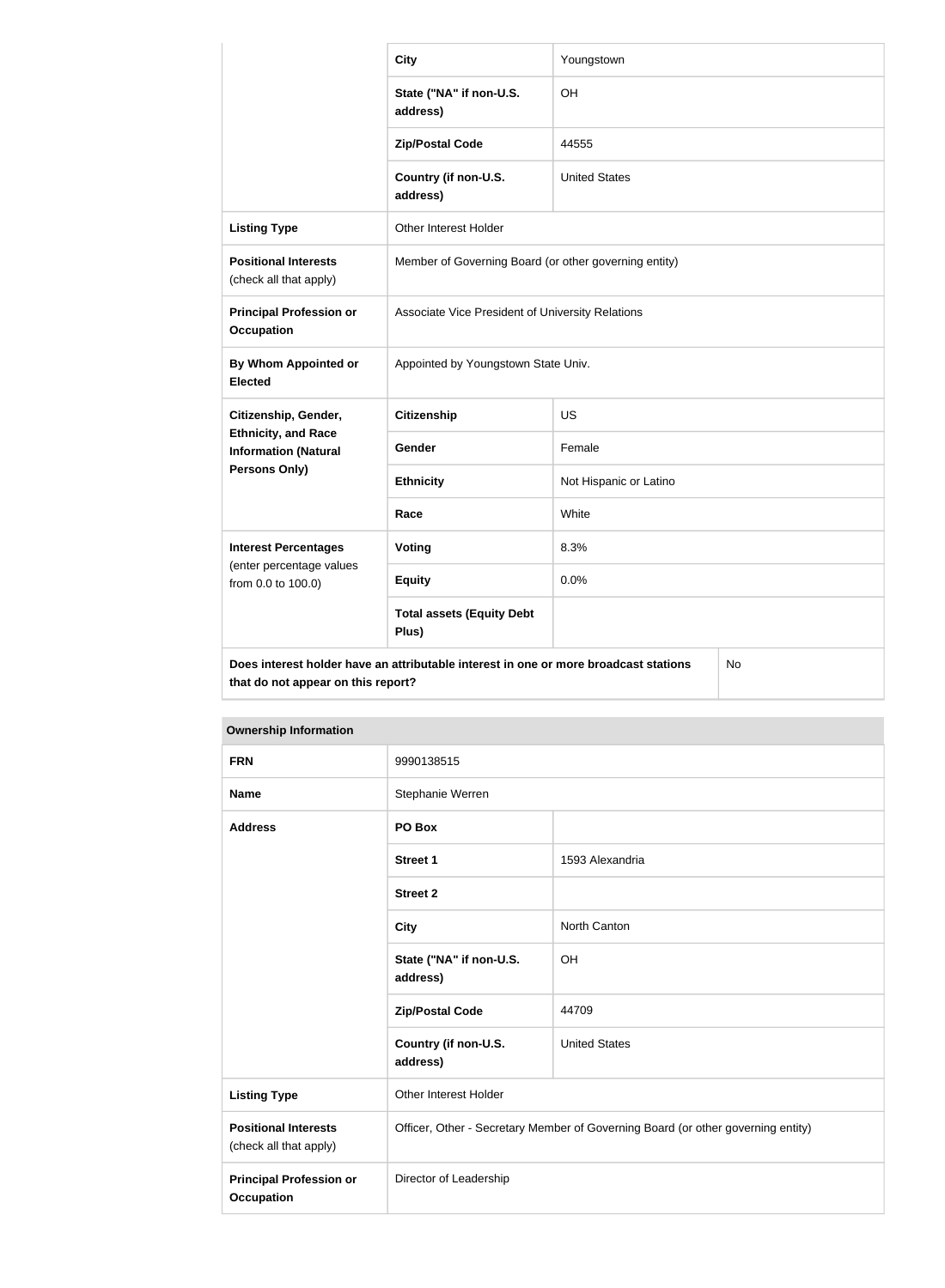| | | |
|---|---|---|
| | **City** | Youngstown |
| | **State ("NA" if non-U.S. address)** | OH |
| | **Zip/Postal Code** | 44555 |
| | **Country (if non-U.S. address)** | United States |
| **Listing Type** | Other Interest Holder | |
| **Positional Interests** (check all that apply) | Member of Governing Board (or other governing entity) | |
| **Principal Profession or Occupation** | Associate Vice President of University Relations | |
| **By Whom Appointed or Elected** | Appointed by Youngstown State Univ. | |
| **Citizenship, Gender, Ethnicity, and Race Information (Natural Persons Only)** | **Citizenship** | US |
| | **Gender** | Female |
| | **Ethnicity** | Not Hispanic or Latino |
| | **Race** | White |
| **Interest Percentages** (enter percentage values from 0.0 to 100.0) | **Voting** | 8.3% |
| | **Equity** | 0.0% |
| | **Total assets (Equity Debt Plus)** | |
| **Does interest holder have an attributable interest in one or more broadcast stations that do not appear on this report?** | | No |

| **Ownership Information** | | |
|---|---|---|
| **FRN** | 9990138515 | |
| **Name** | Stephanie Werren | |
| **Address** | **PO Box** | |
| | **Street 1** | 1593 Alexandria |
| | **Street 2** | |
| | **City** | North Canton |
| | **State ("NA" if non-U.S. address)** | OH |
| | **Zip/Postal Code** | 44709 |
| | **Country (if non-U.S. address)** | United States |
| **Listing Type** | Other Interest Holder | |
| **Positional Interests** (check all that apply) | Officer, Other - Secretary Member of Governing Board (or other governing entity) | |
| **Principal Profession or Occupation** | Director of Leadership | |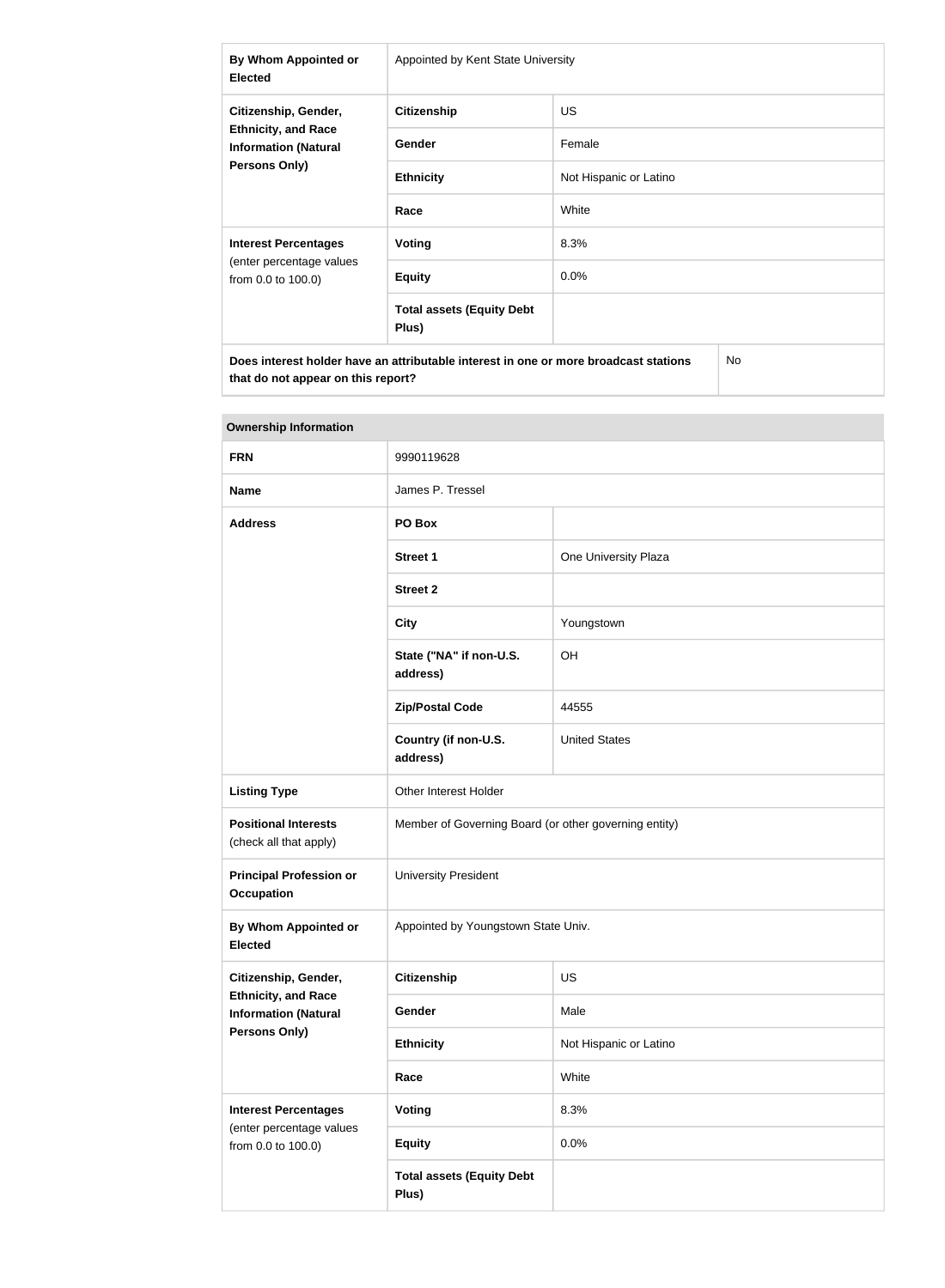| By Whom Appointed or Elected | Appointed by Kent State University | |
|---|---|---|
| Citizenship, Gender, Ethnicity, and Race Information (Natural Persons Only) | Citizenship | US |
| | Gender | Female |
| | Ethnicity | Not Hispanic or Latino |
| | Race | White |
| Interest Percentages (enter percentage values from 0.0 to 100.0) | Voting | 8.3% |
| | Equity | 0.0% |
| | Total assets (Equity Debt Plus) | |
| Does interest holder have an attributable interest in one or more broadcast stations that do not appear on this report? | | No |

| Ownership Information | | |
|---|---|---|
| FRN | 9990119628 | |
| Name | James P. Tressel | |
| Address | PO Box | |
| | Street 1 | One University Plaza |
| | Street 2 | |
| | City | Youngstown |
| | State ("NA" if non-U.S. address) | OH |
| | Zip/Postal Code | 44555 |
| | Country (if non-U.S. address) | United States |
| Listing Type | Other Interest Holder | |
| Positional Interests (check all that apply) | Member of Governing Board (or other governing entity) | |
| Principal Profession or Occupation | University President | |
| By Whom Appointed or Elected | Appointed by Youngstown State Univ. | |
| Citizenship, Gender, Ethnicity, and Race Information (Natural Persons Only) | Citizenship | US |
| | Gender | Male |
| | Ethnicity | Not Hispanic or Latino |
| | Race | White |
| Interest Percentages (enter percentage values from 0.0 to 100.0) | Voting | 8.3% |
| | Equity | 0.0% |
| | Total assets (Equity Debt Plus) | |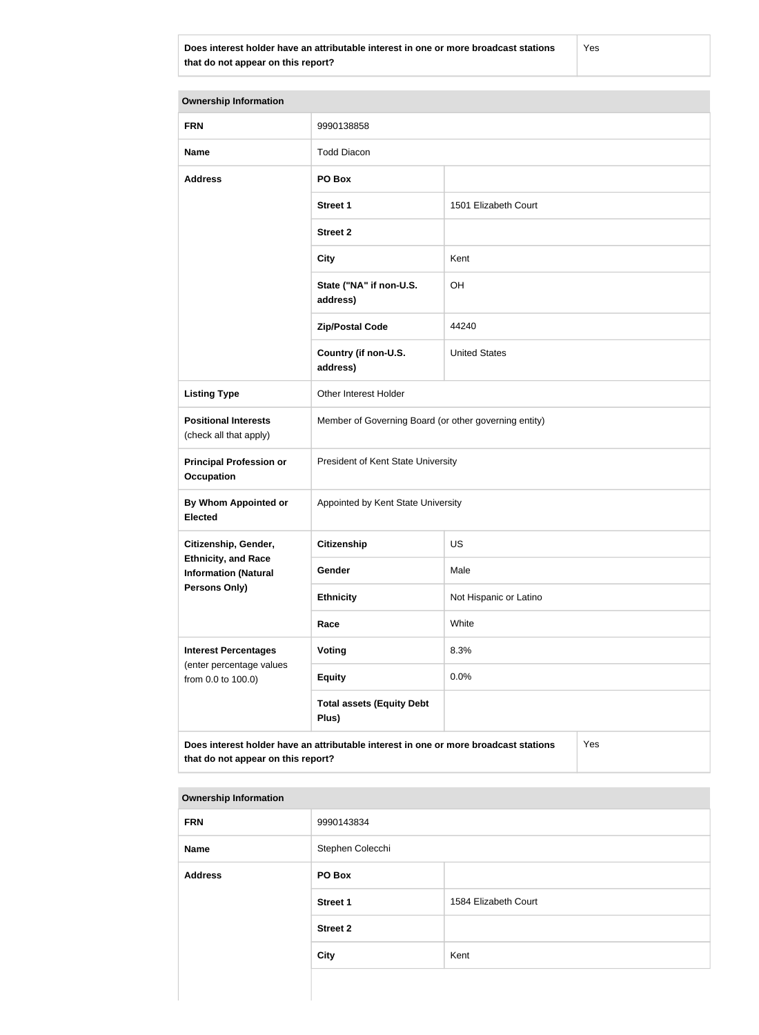| Does interest holder have an attributable interest in one or more broadcast stations that do not appear on this report? | Yes |
|---|---|

| Ownership Information | | |
|---|---|---|
| **FRN** | 9990138858 | |
| **Name** | Todd Diacon | |
| **Address** | **PO Box** | |
| | **Street 1** | 1501 Elizabeth Court |
| | **Street 2** | |
| | **City** | Kent |
| | **State ("NA" if non-U.S. address)** | OH |
| | **Zip/Postal Code** | 44240 |
| | **Country (if non-U.S. address)** | United States |
| **Listing Type** | Other Interest Holder | |
| **Positional Interests** (check all that apply) | Member of Governing Board (or other governing entity) | |
| **Principal Profession or Occupation** | President of Kent State University | |
| **By Whom Appointed or Elected** | Appointed by Kent State University | |
| **Citizenship, Gender, Ethnicity, and Race Information (Natural Persons Only)** | **Citizenship** | US |
| | **Gender** | Male |
| | **Ethnicity** | Not Hispanic or Latino |
| | **Race** | White |
| **Interest Percentages** (enter percentage values from 0.0 to 100.0) | **Voting** | 8.3% |
| | **Equity** | 0.0% |
| | **Total assets (Equity Debt Plus)** | |
| **Does interest holder have an attributable interest in one or more broadcast stations that do not appear on this report?** | | Yes |

| Ownership Information | | |
|---|---|---|
| **FRN** | 9990143834 | |
| **Name** | Stephen Colecchi | |
| **Address** | **PO Box** | |
| | **Street 1** | 1584 Elizabeth Court |
| | **Street 2** | |
| | **City** | Kent |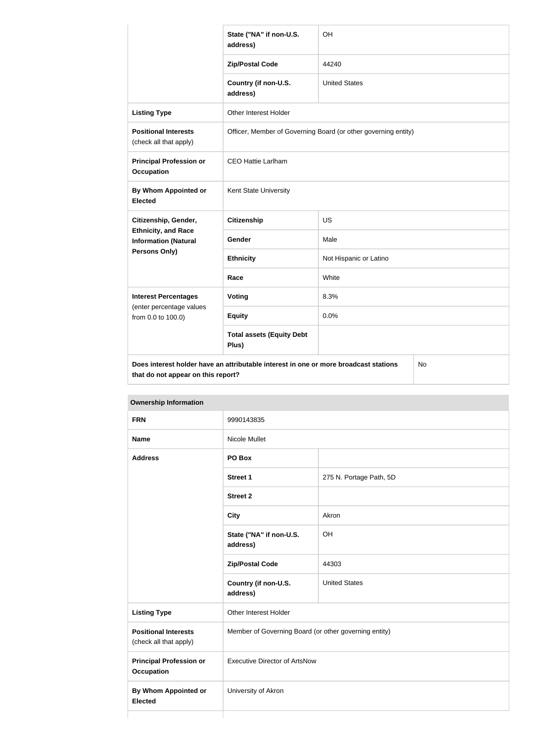| | | |
|---|---|---|
| | State ("NA" if non-U.S. address) | OH |
| | Zip/Postal Code | 44240 |
| | Country (if non-U.S. address) | United States |
| **Listing Type** | Other Interest Holder | |
| **Positional Interests** (check all that apply) | Officer, Member of Governing Board (or other governing entity) | |
| **Principal Profession or Occupation** | CEO Hattie Larlham | |
| **By Whom Appointed or Elected** | Kent State University | |
| **Citizenship, Gender, Ethnicity, and Race Information (Natural Persons Only)** | **Citizenship** | US |
| | **Gender** | Male |
| | **Ethnicity** | Not Hispanic or Latino |
| | **Race** | White |
| **Interest Percentages** (enter percentage values from 0.0 to 100.0) | **Voting** | 8.3% |
| | **Equity** | 0.0% |
| | **Total assets (Equity Debt Plus)** | |
| **Does interest holder have an attributable interest in one or more broadcast stations that do not appear on this report?** | | No |

| **Ownership Information** | | |
|---|---|---|
| **FRN** | 9990143835 | |
| **Name** | Nicole Mullet | |
| **Address** | **PO Box** | |
| | **Street 1** | 275 N. Portage Path, 5D |
| | **Street 2** | |
| | **City** | Akron |
| | **State ("NA" if non-U.S. address)** | OH |
| | **Zip/Postal Code** | 44303 |
| | **Country (if non-U.S. address)** | United States |
| **Listing Type** | Other Interest Holder | |
| **Positional Interests** (check all that apply) | Member of Governing Board (or other governing entity) | |
| **Principal Profession or Occupation** | Executive Director of ArtsNow | |
| **By Whom Appointed or Elected** | University of Akron | |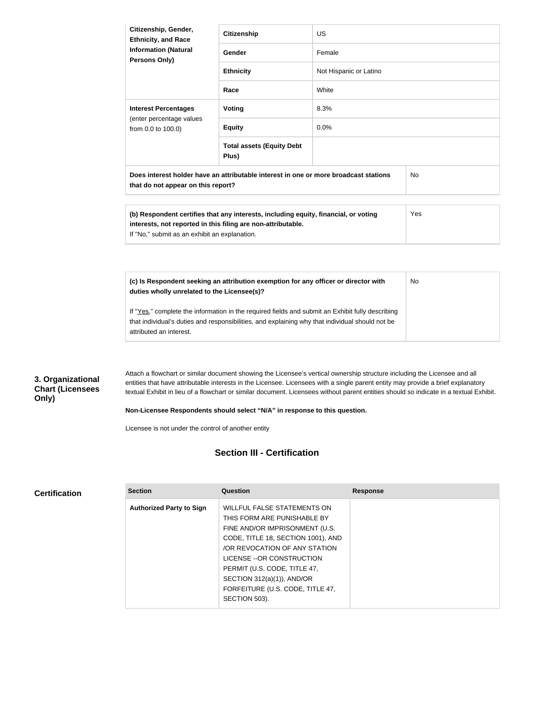| Citizenship, Gender, Ethnicity, and Race Information (Natural Persons Only) | Citizenship | US |
|---|---|---|
| | Gender | Female |
| | Ethnicity | Not Hispanic or Latino |
| | Race | White |
| Interest Percentages (enter percentage values from 0.0 to 100.0) | Voting | 8.3% |
| | Equity | 0.0% |
| | Total assets (Equity Debt Plus) | |
| Does interest holder have an attributable interest in one or more broadcast stations that do not appear on this report? | | No |

| (b) Respondent certifies that any interests, including equity, financial, or voting interests, not reported in this filing are non-attributable. If "No," submit as an exhibit an explanation. | Yes |
|---|---|

| (c) Is Respondent seeking an attribution exemption for any officer or director with duties wholly unrelated to the Licensee(s)? If "Yes," complete the information in the required fields and submit an Exhibit fully describing that individual's duties and responsibilities, and explaining why that individual should not be attributed an interest. | No |
|---|---|

**3. Organizational Chart (Licensees Only)**

Attach a flowchart or similar document showing the Licensee's vertical ownership structure including the Licensee and all entities that have attributable interests in the Licensee. Licensees with a single parent entity may provide a brief explanatory textual Exhibit in lieu of a flowchart or similar document. Licensees without parent entities should so indicate in a textual Exhibit.

**Non-Licensee Respondents should select "N/A" in response to this question.**

Licensee is not under the control of another entity

## Section III - Certification

**Certification**

| Section | Question | Response |
|---|---|---|
| Authorized Party to Sign | WILLFUL FALSE STATEMENTS ON THIS FORM ARE PUNISHABLE BY FINE AND/OR IMPRISONMENT (U.S. CODE, TITLE 18, SECTION 1001), AND /OR REVOCATION OF ANY STATION LICENSE --OR CONSTRUCTION PERMIT (U.S. CODE, TITLE 47, SECTION 312(a)(1)), AND/OR FORFEITURE (U.S. CODE, TITLE 47, SECTION 503). | |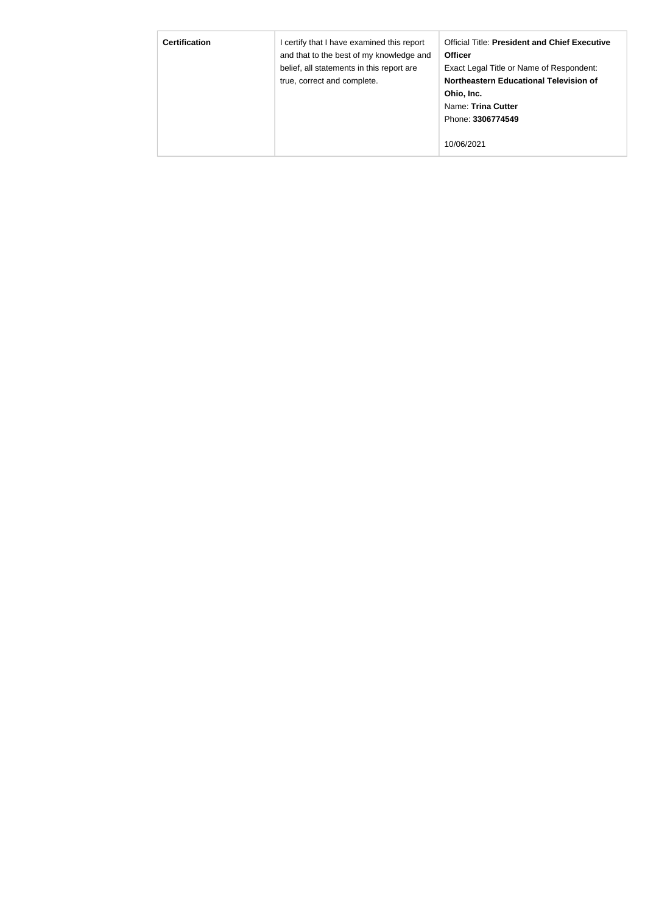| | | |
|---|---|---|
| **Certification** | I certify that I have examined this report and that to the best of my knowledge and belief, all statements in this report are true, correct and complete. | Official Title: **President and Chief Executive Officer**<br>Exact Legal Title or Name of Respondent: **Northeastern Educational Television of Ohio, Inc.**<br>Name: **Trina Cutter**<br>Phone: **3306774549**<br><br>10/06/2021 |